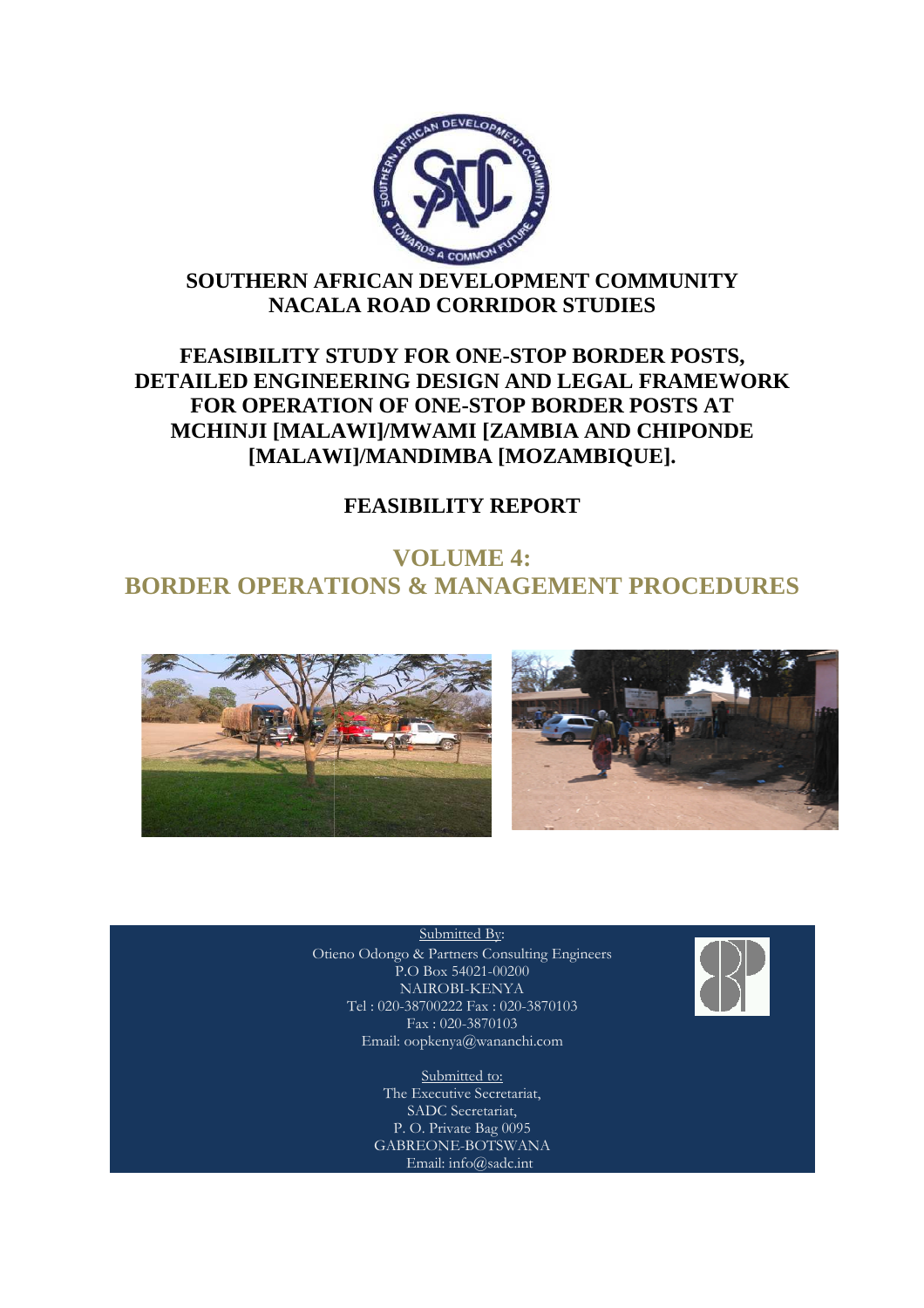# SOUTHERN AFRICAN DEVELOPMENT COMMUNITY
# NACALA ROAD CORRIDOR STUDIES

## FEASIBILITY STUDY FOR ONE-STOP BORDER POSTS, DETAILED ENGINEERING DESIGN AND LEGAL FRAMEWORK FOR OPERATION OF ONE-STOP BORDER POSTS AT MCHINJI [MALAWI]/MWAMI [ZAMBIA AND CHIPONDE [MALAWI]/MANDIMBA [MOZAMBIQUE].

## FEASIBILITY REPORT

## VOLUME 4:
## BORDER OPERATIONS & MANAGEMENT PROCEDURES

Submitted By:
Otieno Odongo & Partners Consulting Engineers
P.O Box 54021-00200
NAIROBI-KENYA
Tel : 020-38700222 Fax : 020-3870103
Fax : 020-3870103
Email: oopkenya@wananchi.com

Submitted to:
The Executive Secretariat,
SADC Secretariat,
P. O. Private Bag 0095
GABREONE-BOTSWANA
Email: info@sadc.int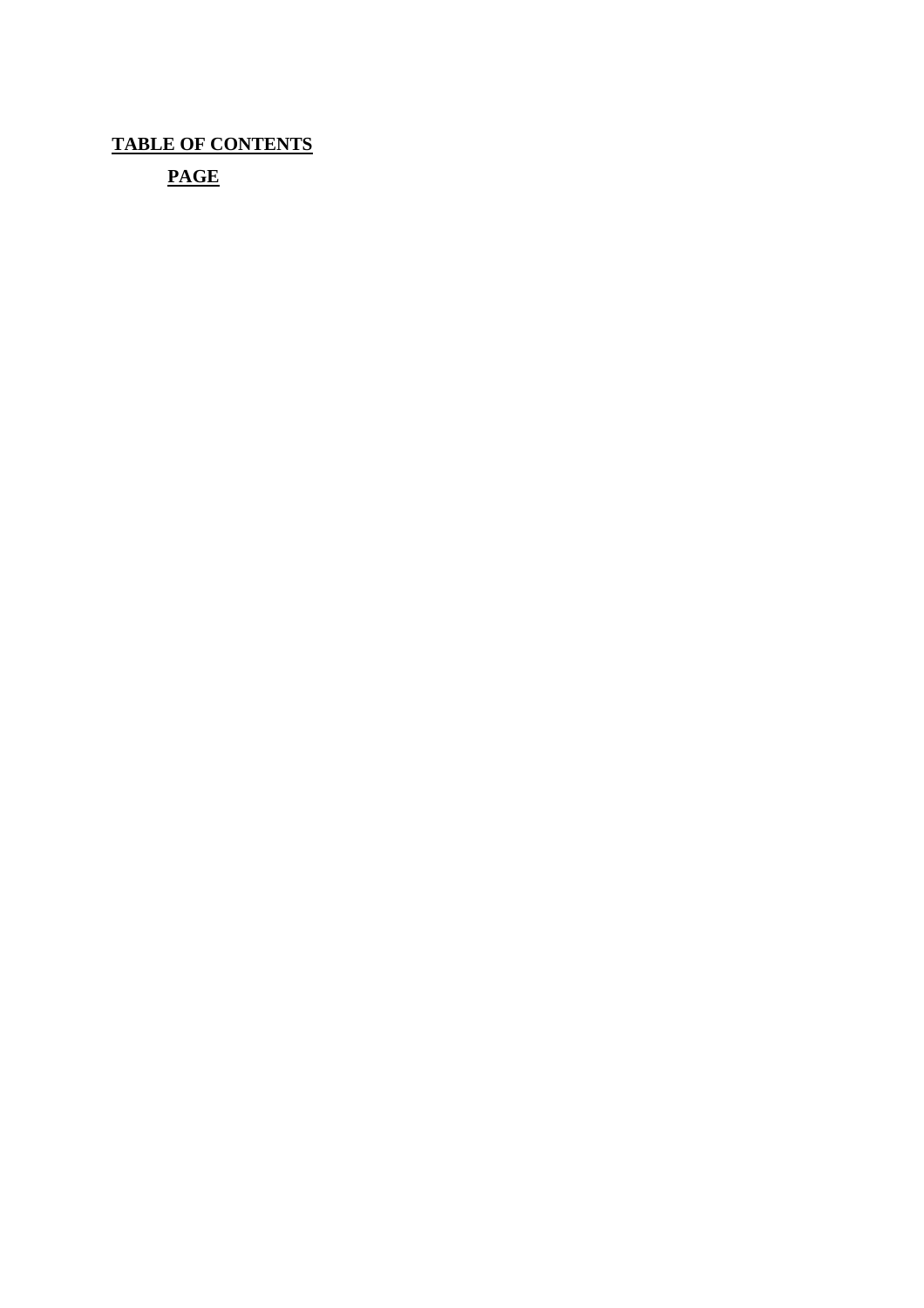**TABLE OF CONTENTS**

**PAGE**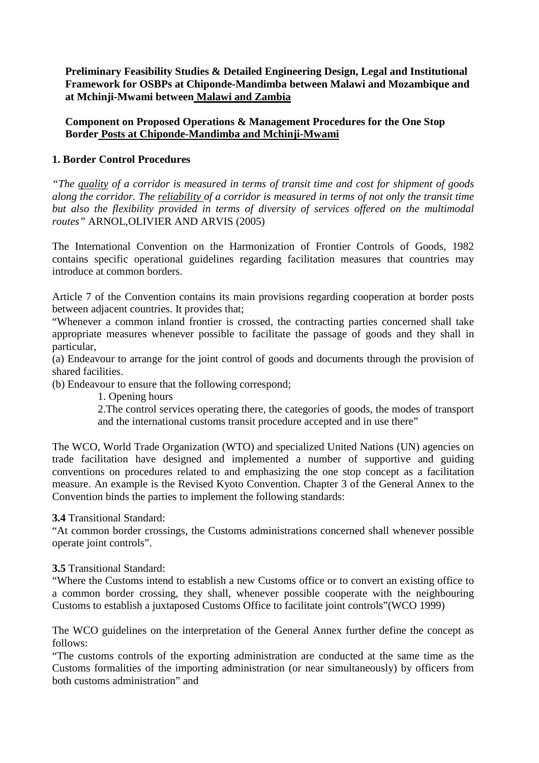**Preliminary Feasibility Studies & Detailed Engineering Design, Legal and Institutional Framework for OSBPs at Chiponde-Mandimba between Malawi and Mozambique and at Mchinji-Mwami between Malawi and Zambia**

**Component on Proposed Operations & Management Procedures for the One Stop Border Posts at Chiponde-Mandimba and Mchinji-Mwami**

## 1. Border Control Procedures

*"The quality of a corridor is measured in terms of transit time and cost for shipment of goods along the corridor. The reliability of a corridor is measured in terms of not only the transit time but also the flexibility provided in terms of diversity of services offered on the multimodal routes"* ARNOL,OLIVIER AND ARVIS (2005)

The International Convention on the Harmonization of Frontier Controls of Goods, 1982 contains specific operational guidelines regarding facilitation measures that countries may introduce at common borders.

Article 7 of the Convention contains its main provisions regarding cooperation at border posts between adjacent countries. It provides that;

"Whenever a common inland frontier is crossed, the contracting parties concerned shall take appropriate measures whenever possible to facilitate the passage of goods and they shall in particular,

(a) Endeavour to arrange for the joint control of goods and documents through the provision of shared facilities.

(b) Endeavour to ensure that the following correspond;

1. Opening hours
2. The control services operating there, the categories of goods, the modes of transport and the international customs transit procedure accepted and in use there"

The WCO, World Trade Organization (WTO) and specialized United Nations (UN) agencies on trade facilitation have designed and implemented a number of supportive and guiding conventions on procedures related to and emphasizing the one stop concept as a facilitation measure. An example is the Revised Kyoto Convention. Chapter 3 of the General Annex to the Convention binds the parties to implement the following standards:

**3.4** Transitional Standard:

"At common border crossings, the Customs administrations concerned shall whenever possible operate joint controls".

**3.5** Transitional Standard:

"Where the Customs intend to establish a new Customs office or to convert an existing office to a common border crossing, they shall, whenever possible cooperate with the neighbouring Customs to establish a juxtaposed Customs Office to facilitate joint controls"(WCO 1999)

The WCO guidelines on the interpretation of the General Annex further define the concept as follows:

"The customs controls of the exporting administration are conducted at the same time as the Customs formalities of the importing administration (or near simultaneously) by officers from both customs administration" and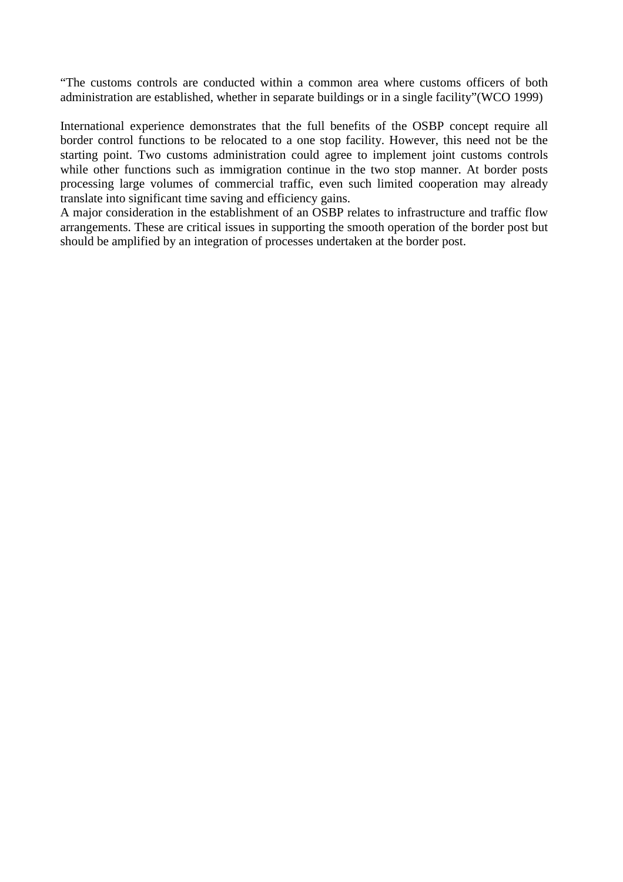"The customs controls are conducted within a common area where customs officers of both administration are established, whether in separate buildings or in a single facility"(WCO 1999)

International experience demonstrates that the full benefits of the OSBP concept require all border control functions to be relocated to a one stop facility. However, this need not be the starting point. Two customs administration could agree to implement joint customs controls while other functions such as immigration continue in the two stop manner. At border posts processing large volumes of commercial traffic, even such limited cooperation may already translate into significant time saving and efficiency gains.

A major consideration in the establishment of an OSBP relates to infrastructure and traffic flow arrangements. These are critical issues in supporting the smooth operation of the border post but should be amplified by an integration of processes undertaken at the border post.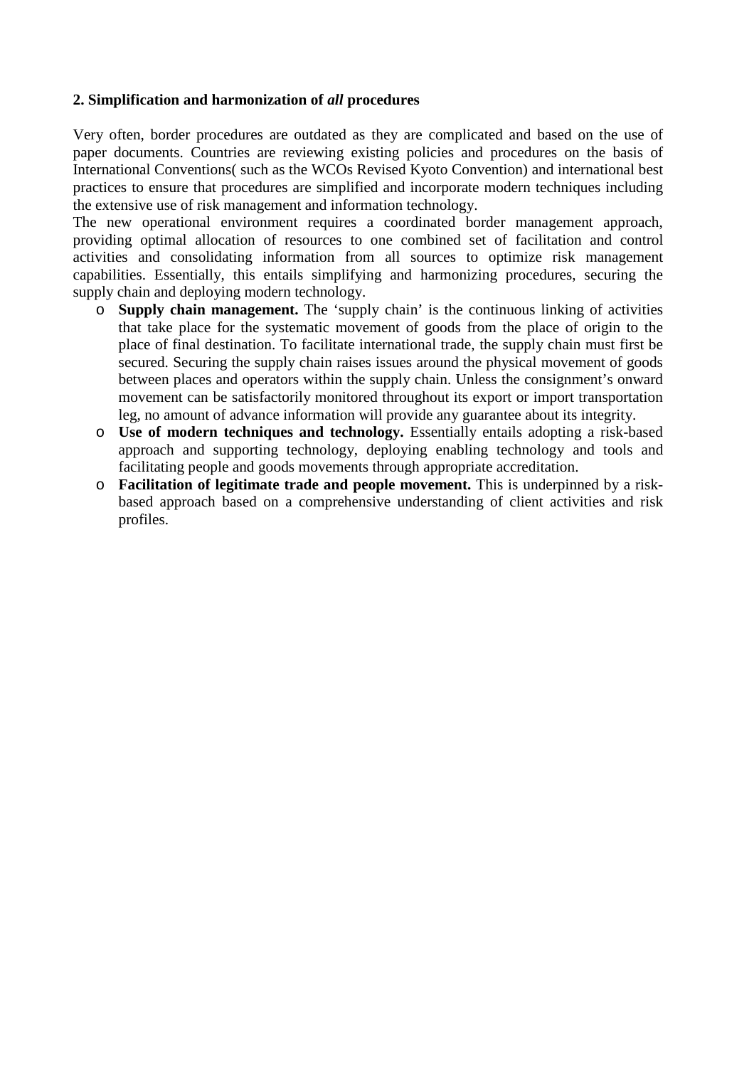**2. Simplification and harmonization of *all* procedures**

Very often, border procedures are outdated as they are complicated and based on the use of paper documents. Countries are reviewing existing policies and procedures on the basis of International Conventions( such as the WCOs Revised Kyoto Convention) and international best practices to ensure that procedures are simplified and incorporate modern techniques including the extensive use of risk management and information technology.

The new operational environment requires a coordinated border management approach, providing optimal allocation of resources to one combined set of facilitation and control activities and consolidating information from all sources to optimize risk management capabilities. Essentially, this entails simplifying and harmonizing procedures, securing the supply chain and deploying modern technology.

- **Supply chain management.** The 'supply chain' is the continuous linking of activities that take place for the systematic movement of goods from the place of origin to the place of final destination. To facilitate international trade, the supply chain must first be secured. Securing the supply chain raises issues around the physical movement of goods between places and operators within the supply chain. Unless the consignment's onward movement can be satisfactorily monitored throughout its export or import transportation leg, no amount of advance information will provide any guarantee about its integrity.
- **Use of modern techniques and technology.** Essentially entails adopting a risk-based approach and supporting technology, deploying enabling technology and tools and facilitating people and goods movements through appropriate accreditation.
- **Facilitation of legitimate trade and people movement.** This is underpinned by a risk-based approach based on a comprehensive understanding of client activities and risk profiles.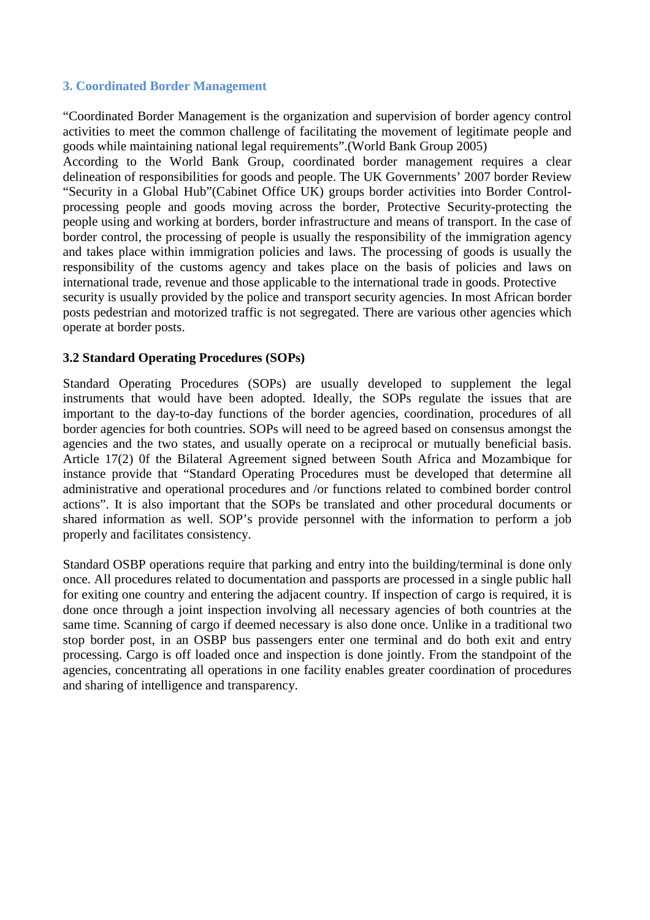## 3. Coordinated Border Management

“Coordinated Border Management is the organization and supervision of border agency control activities to meet the common challenge of facilitating the movement of legitimate people and goods while maintaining national legal requirements”.(World Bank Group 2005)
According to the World Bank Group, coordinated border management requires a clear delineation of responsibilities for goods and people. The UK Governments’ 2007 border Review “Security in a Global Hub”(Cabinet Office UK) groups border activities into Border Control-processing people and goods moving across the border, Protective Security-protecting the people using and working at borders, border infrastructure and means of transport. In the case of border control, the processing of people is usually the responsibility of the immigration agency and takes place within immigration policies and laws. The processing of goods is usually the responsibility of the customs agency and takes place on the basis of policies and laws on international trade, revenue and those applicable to the international trade in goods. Protective security is usually provided by the police and transport security agencies. In most African border posts pedestrian and motorized traffic is not segregated. There are various other agencies which operate at border posts.

### 3.2 Standard Operating Procedures (SOPs)

Standard Operating Procedures (SOPs) are usually developed to supplement the legal instruments that would have been adopted. Ideally, the SOPs regulate the issues that are important to the day-to-day functions of the border agencies, coordination, procedures of all border agencies for both countries. SOPs will need to be agreed based on consensus amongst the agencies and the two states, and usually operate on a reciprocal or mutually beneficial basis. Article 17(2) 0f the Bilateral Agreement signed between South Africa and Mozambique for instance provide that “Standard Operating Procedures must be developed that determine all administrative and operational procedures and /or functions related to combined border control actions”. It is also important that the SOPs be translated and other procedural documents or shared information as well. SOP’s provide personnel with the information to perform a job properly and facilitates consistency.

Standard OSBP operations require that parking and entry into the building/terminal is done only once. All procedures related to documentation and passports are processed in a single public hall for exiting one country and entering the adjacent country. If inspection of cargo is required, it is done once through a joint inspection involving all necessary agencies of both countries at the same time. Scanning of cargo if deemed necessary is also done once. Unlike in a traditional two stop border post, in an OSBP bus passengers enter one terminal and do both exit and entry processing. Cargo is off loaded once and inspection is done jointly. From the standpoint of the agencies, concentrating all operations in one facility enables greater coordination of procedures and sharing of intelligence and transparency.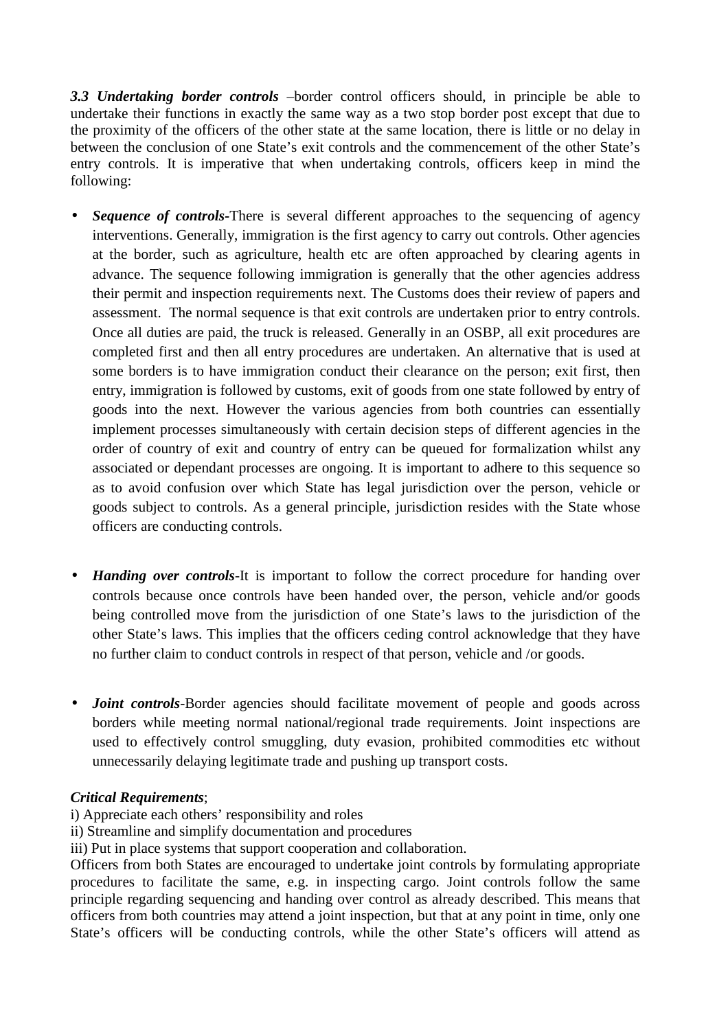***3.3 Undertaking border controls*** –border control officers should, in principle be able to undertake their functions in exactly the same way as a two stop border post except that due to the proximity of the officers of the other state at the same location, there is little or no delay in between the conclusion of one State's exit controls and the commencement of the other State's entry controls. It is imperative that when undertaking controls, officers keep in mind the following:

- ***Sequence of controls***-There is several different approaches to the sequencing of agency interventions. Generally, immigration is the first agency to carry out controls. Other agencies at the border, such as agriculture, health etc are often approached by clearing agents in advance. The sequence following immigration is generally that the other agencies address their permit and inspection requirements next. The Customs does their review of papers and assessment. The normal sequence is that exit controls are undertaken prior to entry controls. Once all duties are paid, the truck is released. Generally in an OSBP, all exit procedures are completed first and then all entry procedures are undertaken. An alternative that is used at some borders is to have immigration conduct their clearance on the person; exit first, then entry, immigration is followed by customs, exit of goods from one state followed by entry of goods into the next. However the various agencies from both countries can essentially implement processes simultaneously with certain decision steps of different agencies in the order of country of exit and country of entry can be queued for formalization whilst any associated or dependant processes are ongoing. It is important to adhere to this sequence so as to avoid confusion over which State has legal jurisdiction over the person, vehicle or goods subject to controls. As a general principle, jurisdiction resides with the State whose officers are conducting controls.

- ***Handing over controls***-It is important to follow the correct procedure for handing over controls because once controls have been handed over, the person, vehicle and/or goods being controlled move from the jurisdiction of one State's laws to the jurisdiction of the other State's laws. This implies that the officers ceding control acknowledge that they have no further claim to conduct controls in respect of that person, vehicle and /or goods.

- ***Joint controls***-Border agencies should facilitate movement of people and goods across borders while meeting normal national/regional trade requirements. Joint inspections are used to effectively control smuggling, duty evasion, prohibited commodities etc without unnecessarily delaying legitimate trade and pushing up transport costs.

***Critical Requirements***;

i) Appreciate each others' responsibility and roles
ii) Streamline and simplify documentation and procedures
iii) Put in place systems that support cooperation and collaboration.

Officers from both States are encouraged to undertake joint controls by formulating appropriate procedures to facilitate the same, e.g. in inspecting cargo. Joint controls follow the same principle regarding sequencing and handing over control as already described. This means that officers from both countries may attend a joint inspection, but that at any point in time, only one State's officers will be conducting controls, while the other State's officers will attend as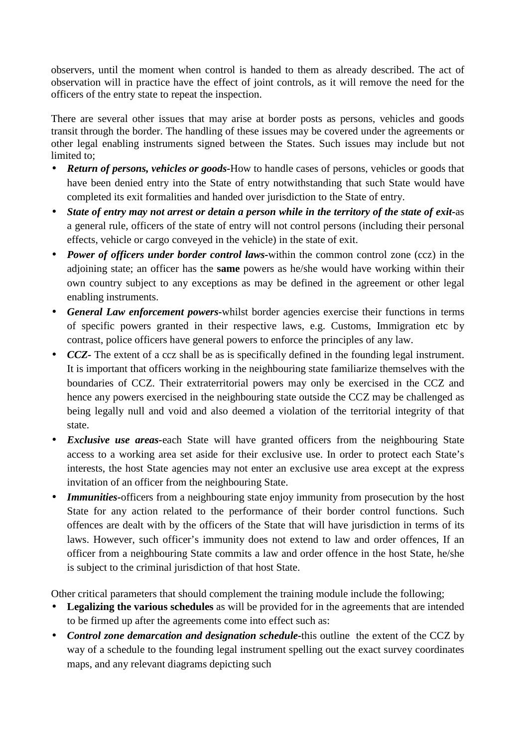observers, until the moment when control is handed to them as already described. The act of observation will in practice have the effect of joint controls, as it will remove the need for the officers of the entry state to repeat the inspection.

There are several other issues that may arise at border posts as persons, vehicles and goods transit through the border. The handling of these issues may be covered under the agreements or other legal enabling instruments signed between the States. Such issues may include but not limited to;

- ***Return of persons, vehicles or goods***-How to handle cases of persons, vehicles or goods that have been denied entry into the State of entry notwithstanding that such State would have completed its exit formalities and handed over jurisdiction to the State of entry.
- ***State of entry may not arrest or detain a person while in the territory of the state of exit***-as a general rule, officers of the state of entry will not control persons (including their personal effects, vehicle or cargo conveyed in the vehicle) in the state of exit.
- ***Power of officers under border control laws***-within the common control zone (ccz) in the adjoining state; an officer has the **same** powers as he/she would have working within their own country subject to any exceptions as may be defined in the agreement or other legal enabling instruments.
- ***General Law enforcement powers***-whilst border agencies exercise their functions in terms of specific powers granted in their respective laws, e.g. Customs, Immigration etc by contrast, police officers have general powers to enforce the principles of any law.
- ***CCZ***- The extent of a ccz shall be as is specifically defined in the founding legal instrument. It is important that officers working in the neighbouring state familiarize themselves with the boundaries of CCZ. Their extraterritorial powers may only be exercised in the CCZ and hence any powers exercised in the neighbouring state outside the CCZ may be challenged as being legally null and void and also deemed a violation of the territorial integrity of that state.
- ***Exclusive use areas***-each State will have granted officers from the neighbouring State access to a working area set aside for their exclusive use. In order to protect each State's interests, the host State agencies may not enter an exclusive use area except at the express invitation of an officer from the neighbouring State.
- ***Immunities***-officers from a neighbouring state enjoy immunity from prosecution by the host State for any action related to the performance of their border control functions. Such offences are dealt with by the officers of the State that will have jurisdiction in terms of its laws. However, such officer's immunity does not extend to law and order offences, If an officer from a neighbouring State commits a law and order offence in the host State, he/she is subject to the criminal jurisdiction of that host State.

Other critical parameters that should complement the training module include the following;

- **Legalizing the various schedules** as will be provided for in the agreements that are intended to be firmed up after the agreements come into effect such as:
- ***Control zone demarcation and designation schedule***-this outline the extent of the CCZ by way of a schedule to the founding legal instrument spelling out the exact survey coordinates maps, and any relevant diagrams depicting such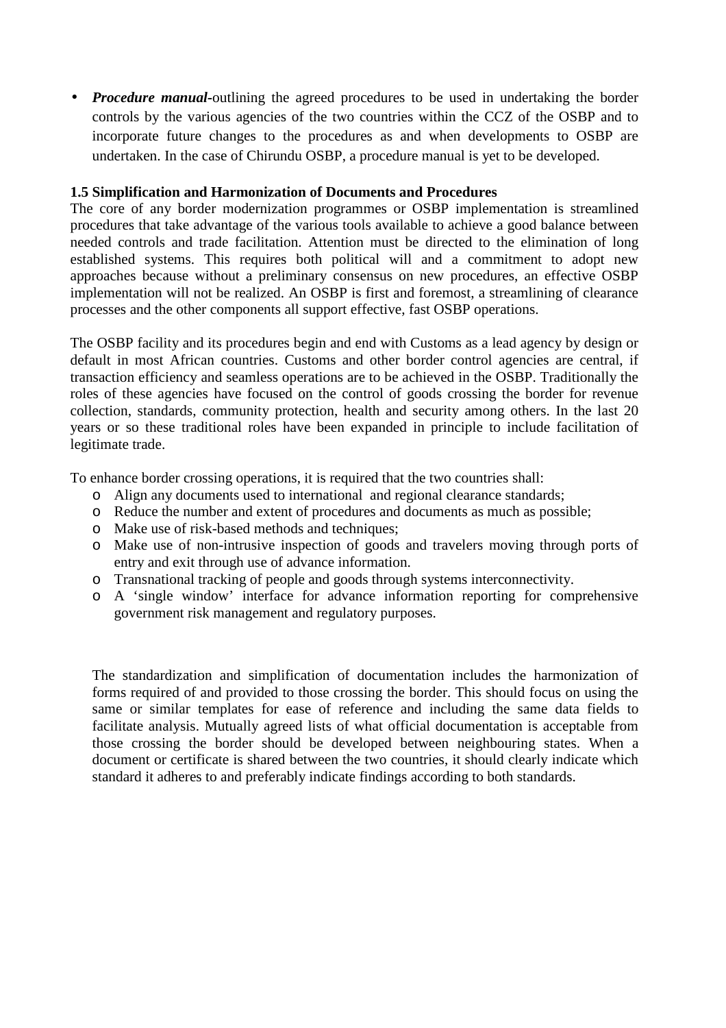- ***Procedure manual***-outlining the agreed procedures to be used in undertaking the border controls by the various agencies of the two countries within the CCZ of the OSBP and to incorporate future changes to the procedures as and when developments to OSBP are undertaken. In the case of Chirundu OSBP, a procedure manual is yet to be developed.

**1.5 Simplification and Harmonization of Documents and Procedures**

The core of any border modernization programmes or OSBP implementation is streamlined procedures that take advantage of the various tools available to achieve a good balance between needed controls and trade facilitation. Attention must be directed to the elimination of long established systems. This requires both political will and a commitment to adopt new approaches because without a preliminary consensus on new procedures, an effective OSBP implementation will not be realized. An OSBP is first and foremost, a streamlining of clearance processes and the other components all support effective, fast OSBP operations.

The OSBP facility and its procedures begin and end with Customs as a lead agency by design or default in most African countries. Customs and other border control agencies are central, if transaction efficiency and seamless operations are to be achieved in the OSBP. Traditionally the roles of these agencies have focused on the control of goods crossing the border for revenue collection, standards, community protection, health and security among others. In the last 20 years or so these traditional roles have been expanded in principle to include facilitation of legitimate trade.

To enhance border crossing operations, it is required that the two countries shall:

- Align any documents used to international and regional clearance standards;
- Reduce the number and extent of procedures and documents as much as possible;
- Make use of risk-based methods and techniques;
- Make use of non-intrusive inspection of goods and travelers moving through ports of entry and exit through use of advance information.
- Transnational tracking of people and goods through systems interconnectivity.
- A 'single window' interface for advance information reporting for comprehensive government risk management and regulatory purposes.

The standardization and simplification of documentation includes the harmonization of forms required of and provided to those crossing the border. This should focus on using the same or similar templates for ease of reference and including the same data fields to facilitate analysis. Mutually agreed lists of what official documentation is acceptable from those crossing the border should be developed between neighbouring states. When a document or certificate is shared between the two countries, it should clearly indicate which standard it adheres to and preferably indicate findings according to both standards.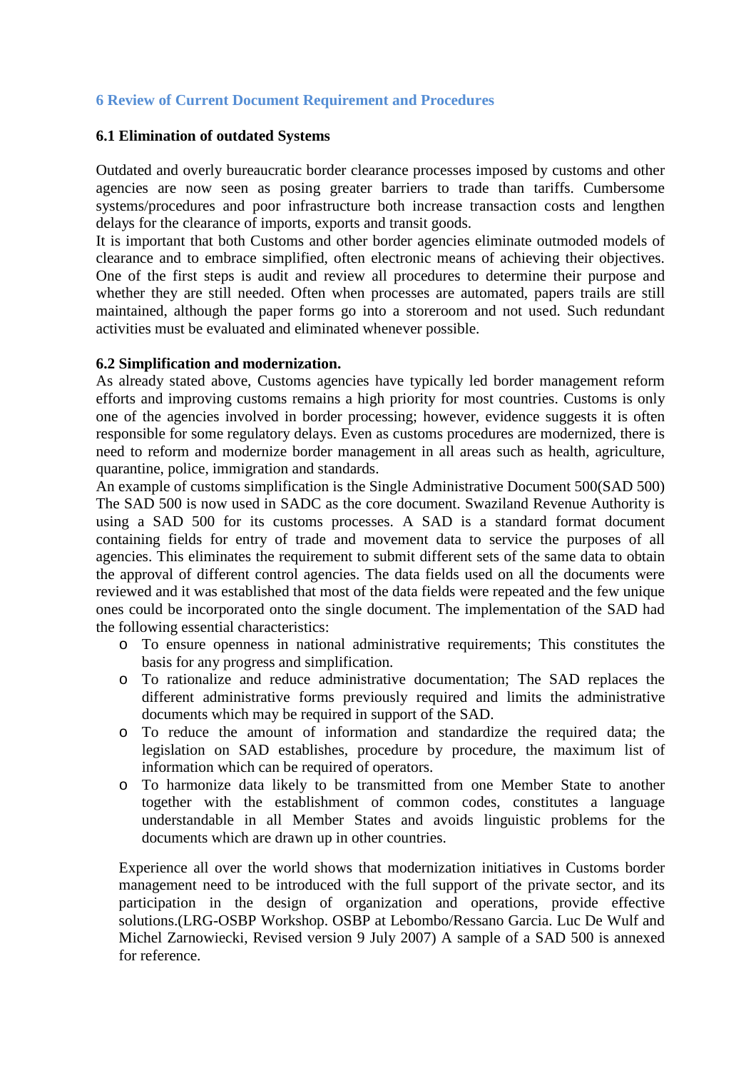## 6 Review of Current Document Requirement and Procedures

### 6.1 Elimination of outdated Systems

Outdated and overly bureaucratic border clearance processes imposed by customs and other agencies are now seen as posing greater barriers to trade than tariffs. Cumbersome systems/procedures and poor infrastructure both increase transaction costs and lengthen delays for the clearance of imports, exports and transit goods.
It is important that both Customs and other border agencies eliminate outmoded models of clearance and to embrace simplified, often electronic means of achieving their objectives. One of the first steps is audit and review all procedures to determine their purpose and whether they are still needed. Often when processes are automated, papers trails are still maintained, although the paper forms go into a storeroom and not used. Such redundant activities must be evaluated and eliminated whenever possible.

### 6.2 Simplification and modernization.

As already stated above, Customs agencies have typically led border management reform efforts and improving customs remains a high priority for most countries. Customs is only one of the agencies involved in border processing; however, evidence suggests it is often responsible for some regulatory delays. Even as customs procedures are modernized, there is need to reform and modernize border management in all areas such as health, agriculture, quarantine, police, immigration and standards.
An example of customs simplification is the Single Administrative Document 500(SAD 500) The SAD 500 is now used in SADC as the core document. Swaziland Revenue Authority is using a SAD 500 for its customs processes. A SAD is a standard format document containing fields for entry of trade and movement data to service the purposes of all agencies. This eliminates the requirement to submit different sets of the same data to obtain the approval of different control agencies. The data fields used on all the documents were reviewed and it was established that most of the data fields were repeated and the few unique ones could be incorporated onto the single document. The implementation of the SAD had the following essential characteristics:

- To ensure openness in national administrative requirements; This constitutes the basis for any progress and simplification.
- To rationalize and reduce administrative documentation; The SAD replaces the different administrative forms previously required and limits the administrative documents which may be required in support of the SAD.
- To reduce the amount of information and standardize the required data; the legislation on SAD establishes, procedure by procedure, the maximum list of information which can be required of operators.
- To harmonize data likely to be transmitted from one Member State to another together with the establishment of common codes, constitutes a language understandable in all Member States and avoids linguistic problems for the documents which are drawn up in other countries.

Experience all over the world shows that modernization initiatives in Customs border management need to be introduced with the full support of the private sector, and its participation in the design of organization and operations, provide effective solutions.(LRG-OSBP Workshop. OSBP at Lebombo/Ressano Garcia. Luc De Wulf and Michel Zarnowiecki, Revised version 9 July 2007) A sample of a SAD 500 is annexed for reference.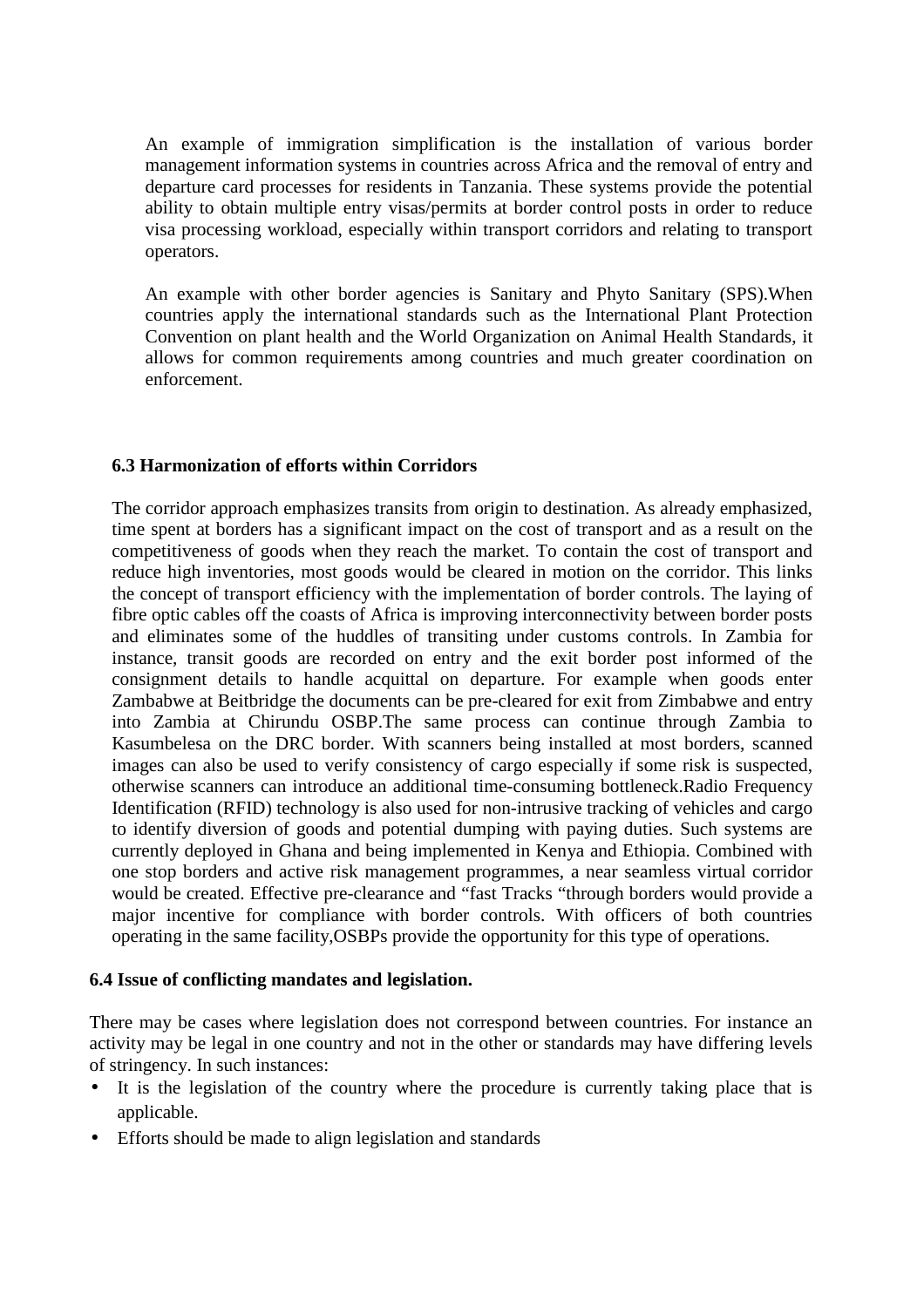An example of immigration simplification is the installation of various border management information systems in countries across Africa and the removal of entry and departure card processes for residents in Tanzania. These systems provide the potential ability to obtain multiple entry visas/permits at border control posts in order to reduce visa processing workload, especially within transport corridors and relating to transport operators.

An example with other border agencies is Sanitary and Phyto Sanitary (SPS).When countries apply the international standards such as the International Plant Protection Convention on plant health and the World Organization on Animal Health Standards, it allows for common requirements among countries and much greater coordination on enforcement.

### 6.3 Harmonization of efforts within Corridors

The corridor approach emphasizes transits from origin to destination. As already emphasized, time spent at borders has a significant impact on the cost of transport and as a result on the competitiveness of goods when they reach the market. To contain the cost of transport and reduce high inventories, most goods would be cleared in motion on the corridor. This links the concept of transport efficiency with the implementation of border controls. The laying of fibre optic cables off the coasts of Africa is improving interconnectivity between border posts and eliminates some of the huddles of transiting under customs controls. In Zambia for instance, transit goods are recorded on entry and the exit border post informed of the consignment details to handle acquittal on departure. For example when goods enter Zambabwe at Beitbridge the documents can be pre-cleared for exit from Zimbabwe and entry into Zambia at Chirundu OSBP.The same process can continue through Zambia to Kasumbelesa on the DRC border. With scanners being installed at most borders, scanned images can also be used to verify consistency of cargo especially if some risk is suspected, otherwise scanners can introduce an additional time-consuming bottleneck.Radio Frequency Identification (RFID) technology is also used for non-intrusive tracking of vehicles and cargo to identify diversion of goods and potential dumping with paying duties. Such systems are currently deployed in Ghana and being implemented in Kenya and Ethiopia. Combined with one stop borders and active risk management programmes, a near seamless virtual corridor would be created. Effective pre-clearance and "fast Tracks "through borders would provide a major incentive for compliance with border controls. With officers of both countries operating in the same facility,OSBPs provide the opportunity for this type of operations.

### 6.4 Issue of conflicting mandates and legislation.

There may be cases where legislation does not correspond between countries. For instance an activity may be legal in one country and not in the other or standards may have differing levels of stringency. In such instances:

- It is the legislation of the country where the procedure is currently taking place that is applicable.
- Efforts should be made to align legislation and standards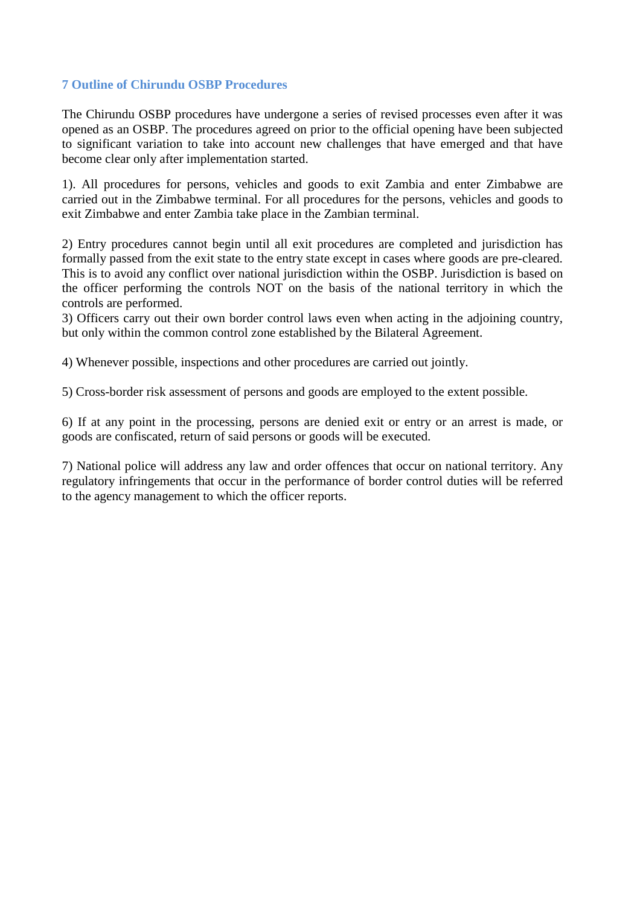## 7 Outline of Chirundu OSBP Procedures

The Chirundu OSBP procedures have undergone a series of revised processes even after it was opened as an OSBP. The procedures agreed on prior to the official opening have been subjected to significant variation to take into account new challenges that have emerged and that have become clear only after implementation started.

1). All procedures for persons, vehicles and goods to exit Zambia and enter Zimbabwe are carried out in the Zimbabwe terminal. For all procedures for the persons, vehicles and goods to exit Zimbabwe and enter Zambia take place in the Zambian terminal.

2) Entry procedures cannot begin until all exit procedures are completed and jurisdiction has formally passed from the exit state to the entry state except in cases where goods are pre-cleared. This is to avoid any conflict over national jurisdiction within the OSBP. Jurisdiction is based on the officer performing the controls NOT on the basis of the national territory in which the controls are performed.

3) Officers carry out their own border control laws even when acting in the adjoining country, but only within the common control zone established by the Bilateral Agreement.

4) Whenever possible, inspections and other procedures are carried out jointly.

5) Cross-border risk assessment of persons and goods are employed to the extent possible.

6) If at any point in the processing, persons are denied exit or entry or an arrest is made, or goods are confiscated, return of said persons or goods will be executed.

7) National police will address any law and order offences that occur on national territory. Any regulatory infringements that occur in the performance of border control duties will be referred to the agency management to which the officer reports.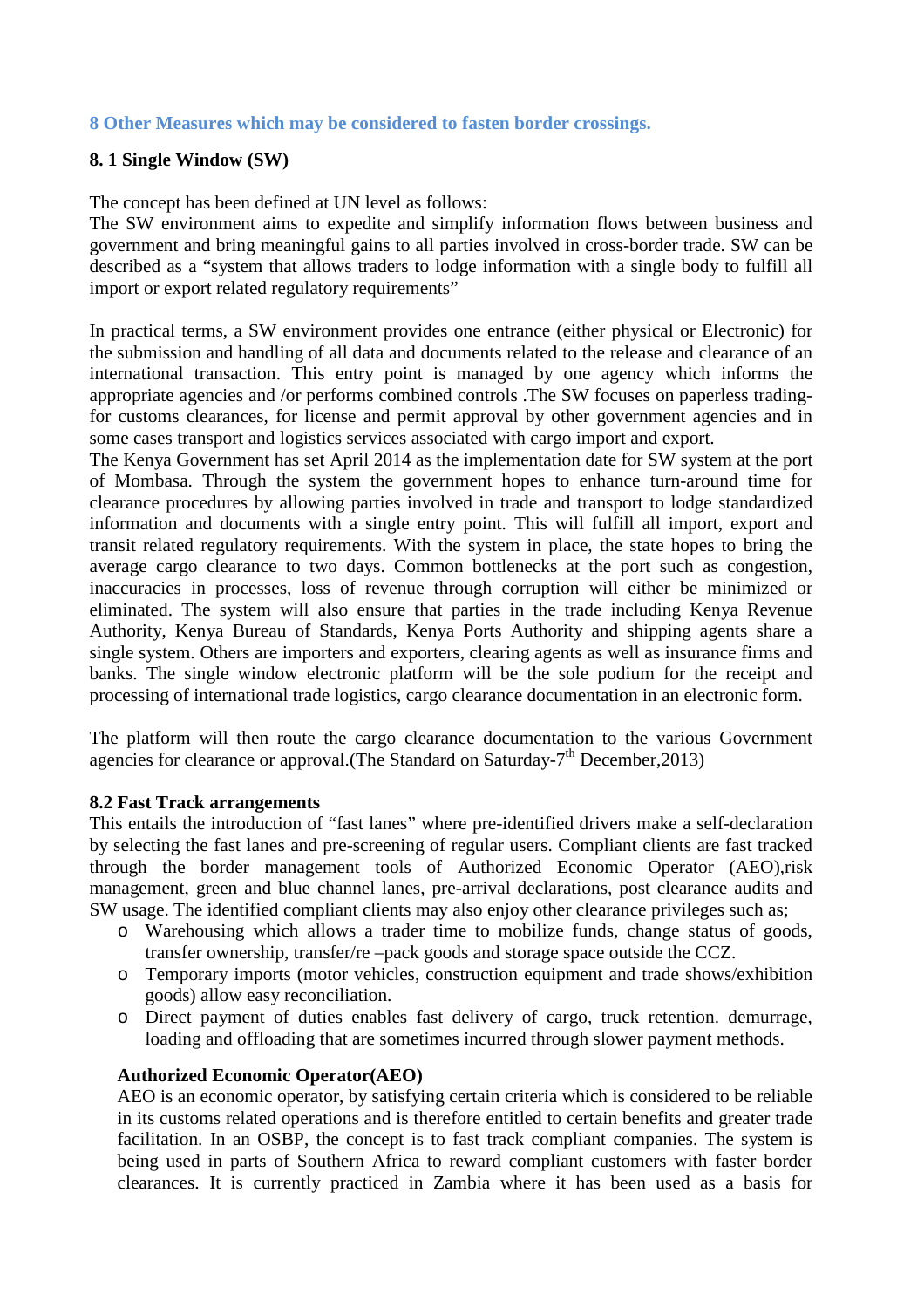## 8 Other Measures which may be considered to fasten border crossings.

### 8. 1 Single Window (SW)

The concept has been defined at UN level as follows:
The SW environment aims to expedite and simplify information flows between business and government and bring meaningful gains to all parties involved in cross-border trade. SW can be described as a "system that allows traders to lodge information with a single body to fulfill all import or export related regulatory requirements"

In practical terms, a SW environment provides one entrance (either physical or Electronic) for the submission and handling of all data and documents related to the release and clearance of an international transaction. This entry point is managed by one agency which informs the appropriate agencies and /or performs combined controls .The SW focuses on paperless trading-for customs clearances, for license and permit approval by other government agencies and in some cases transport and logistics services associated with cargo import and export.
The Kenya Government has set April 2014 as the implementation date for SW system at the port of Mombasa. Through the system the government hopes to enhance turn-around time for clearance procedures by allowing parties involved in trade and transport to lodge standardized information and documents with a single entry point. This will fulfill all import, export and transit related regulatory requirements. With the system in place, the state hopes to bring the average cargo clearance to two days. Common bottlenecks at the port such as congestion, inaccuracies in processes, loss of revenue through corruption will either be minimized or eliminated. The system will also ensure that parties in the trade including Kenya Revenue Authority, Kenya Bureau of Standards, Kenya Ports Authority and shipping agents share a single system. Others are importers and exporters, clearing agents as well as insurance firms and banks. The single window electronic platform will be the sole podium for the receipt and processing of international trade logistics, cargo clearance documentation in an electronic form.

The platform will then route the cargo clearance documentation to the various Government agencies for clearance or approval.(The Standard on Saturday-7th December,2013)

### 8.2 Fast Track arrangements

This entails the introduction of "fast lanes" where pre-identified drivers make a self-declaration by selecting the fast lanes and pre-screening of regular users. Compliant clients are fast tracked through the border management tools of Authorized Economic Operator (AEO),risk management, green and blue channel lanes, pre-arrival declarations, post clearance audits and SW usage. The identified compliant clients may also enjoy other clearance privileges such as;

- Warehousing which allows a trader time to mobilize funds, change status of goods, transfer ownership, transfer/re –pack goods and storage space outside the CCZ.
- Temporary imports (motor vehicles, construction equipment and trade shows/exhibition goods) allow easy reconciliation.
- Direct payment of duties enables fast delivery of cargo, truck retention. demurrage, loading and offloading that are sometimes incurred through slower payment methods.

**Authorized Economic Operator(AEO)**

AEO is an economic operator, by satisfying certain criteria which is considered to be reliable in its customs related operations and is therefore entitled to certain benefits and greater trade facilitation. In an OSBP, the concept is to fast track compliant companies. The system is being used in parts of Southern Africa to reward compliant customers with faster border clearances. It is currently practiced in Zambia where it has been used as a basis for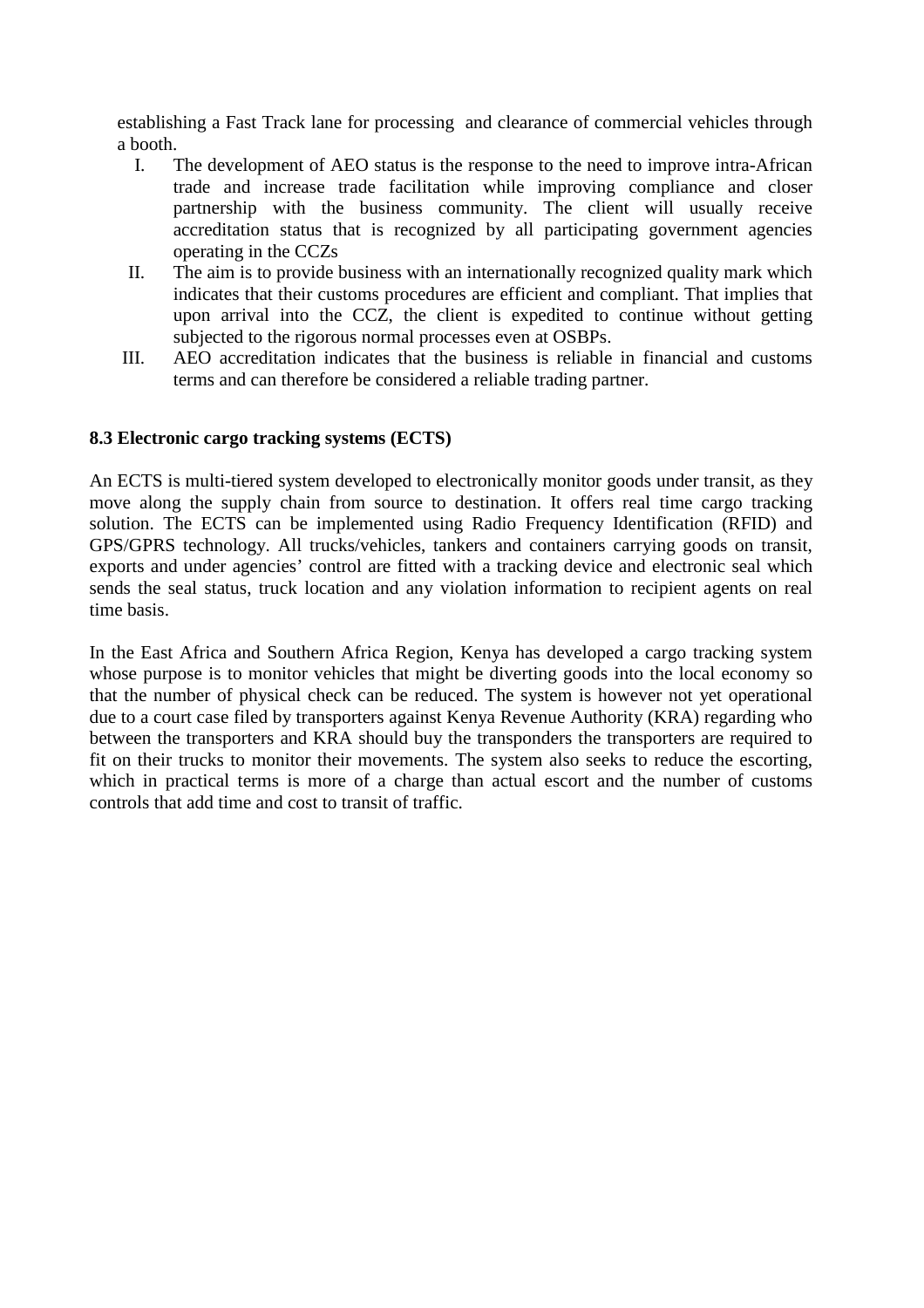establishing a Fast Track lane for processing  and clearance of commercial vehicles through a booth.

I. The development of AEO status is the response to the need to improve intra-African trade and increase trade facilitation while improving compliance and closer partnership with the business community. The client will usually receive accreditation status that is recognized by all participating government agencies operating in the CCZs
II. The aim is to provide business with an internationally recognized quality mark which indicates that their customs procedures are efficient and compliant. That implies that upon arrival into the CCZ, the client is expedited to continue without getting subjected to the rigorous normal processes even at OSBPs.
III. AEO accreditation indicates that the business is reliable in financial and customs terms and can therefore be considered a reliable trading partner.

### 8.3 Electronic cargo tracking systems (ECTS)

An ECTS is multi-tiered system developed to electronically monitor goods under transit, as they move along the supply chain from source to destination. It offers real time cargo tracking solution. The ECTS can be implemented using Radio Frequency Identification (RFID) and GPS/GPRS technology. All trucks/vehicles, tankers and containers carrying goods on transit, exports and under agencies' control are fitted with a tracking device and electronic seal which sends the seal status, truck location and any violation information to recipient agents on real time basis.

In the East Africa and Southern Africa Region, Kenya has developed a cargo tracking system whose purpose is to monitor vehicles that might be diverting goods into the local economy so that the number of physical check can be reduced. The system is however not yet operational due to a court case filed by transporters against Kenya Revenue Authority (KRA) regarding who between the transporters and KRA should buy the transponders the transporters are required to fit on their trucks to monitor their movements. The system also seeks to reduce the escorting, which in practical terms is more of a charge than actual escort and the number of customs controls that add time and cost to transit of traffic.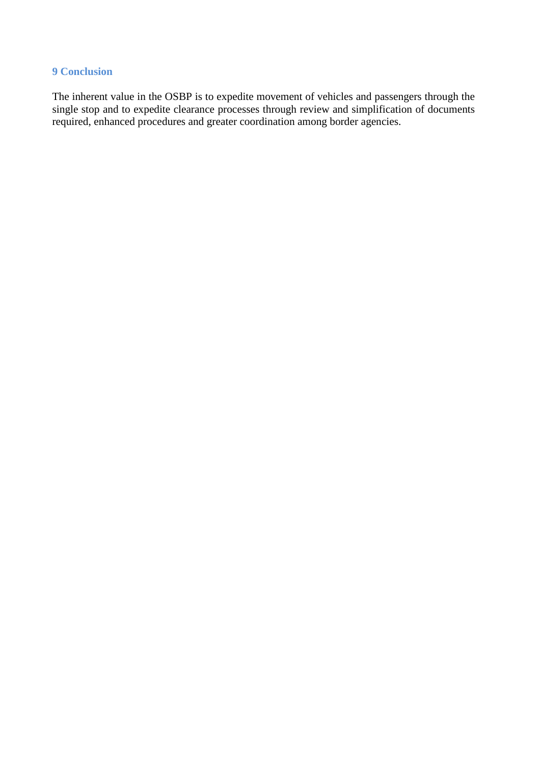## 9 Conclusion

The inherent value in the OSBP is to expedite movement of vehicles and passengers through the single stop and to expedite clearance processes through review and simplification of documents required, enhanced procedures and greater coordination among border agencies.